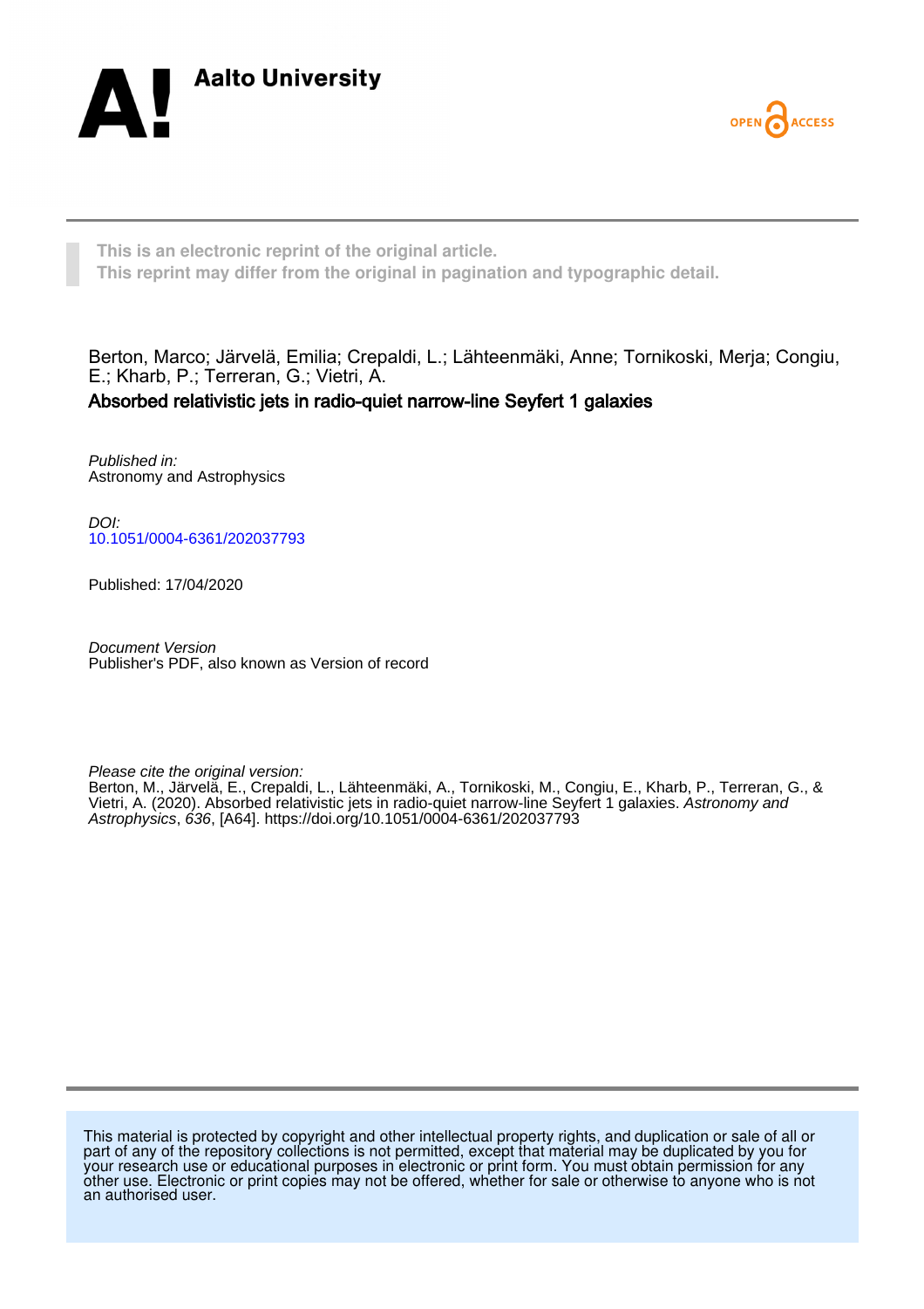Aalto University

OPEN ACCESS

This is an electronic reprint of the original article.
This reprint may differ from the original in pagination and typographic detail.

Berton, Marco; Järvelä, Emilia; Crepaldi, L.; Lähteenmäki, Anne; Tornikoski, Merja; Congiu, E.; Kharb, P.; Terreran, G.; Vietri, A.

**Absorbed relativistic jets in radio-quiet narrow-line Seyfert 1 galaxies**

*Published in:*
Astronomy and Astrophysics

*DOI:*
10.1051/0004-6361/202037793

Published: 17/04/2020

*Document Version*
Publisher's PDF, also known as Version of record

*Please cite the original version:*
Berton, M., Järvelä, E., Crepaldi, L., Lähteenmäki, A., Tornikoski, M., Congiu, E., Kharb, P., Terreran, G., & Vietri, A. (2020). Absorbed relativistic jets in radio-quiet narrow-line Seyfert 1 galaxies. *Astronomy and Astrophysics*, *636*, [A64]. https://doi.org/10.1051/0004-6361/202037793

This material is protected by copyright and other intellectual property rights, and duplication or sale of all or part of any of the repository collections is not permitted, except that material may be duplicated by you for your research use or educational purposes in electronic or print form. You must obtain permission for any other use. Electronic or print copies may not be offered, whether for sale or otherwise to anyone who is not an authorised user.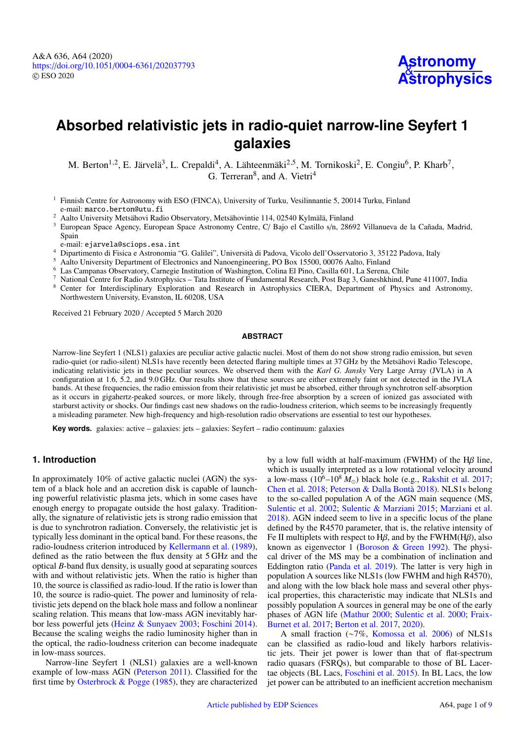# Absorbed relativistic jets in radio-quiet narrow-line Seyfert 1 galaxies

M. Berton[1,2], E. Järvelä[3], L. Crepaldi[4], A. Lähteenmäki[2,5], M. Tornikoski[2], E. Congiu[6], P. Kharb[7], G. Terreran[8], and A. Vietri[4]

[1] Finnish Centre for Astronomy with ESO (FINCA), University of Turku, Vesilinnantie 5, 20014 Turku, Finland
e-mail: marco.berton@utu.fi

[2] Aalto University Metsähovi Radio Observatory, Metsähovintie 114, 02540 Kylmälä, Finland

[3] European Space Agency, European Space Astronomy Centre, C/ Bajo el Castillo s/n, 28692 Villanueva de la Cañada, Madrid, Spain
e-mail: ejarvela@sciops.esa.int

[4] Dipartimento di Fisica e Astronomia "G. Galilei", Università di Padova, Vicolo dell'Osservatorio 3, 35122 Padova, Italy

[5] Aalto University Department of Electronics and Nanoengineering, PO Box 15500, 00076 Aalto, Finland

[6] Las Campanas Observatory, Carnegie Institution of Washington, Colina El Pino, Casilla 601, La Serena, Chile

[7] National Centre for Radio Astrophysics – Tata Institute of Fundamental Research, Post Bag 3, Ganeshkhind, Pune 411007, India

[8] Center for Interdisciplinary Exploration and Research in Astrophysics CIERA, Department of Physics and Astronomy, Northwestern University, Evanston, IL 60208, USA

Received 21 February 2020 / Accepted 5 March 2020

## ABSTRACT

Narrow-line Seyfert 1 (NLS1) galaxies are peculiar active galactic nuclei. Most of them do not show strong radio emission, but seven radio-quiet (or radio-silent) NLS1s have recently been detected flaring multiple times at 37 GHz by the Metsähovi Radio Telescope, indicating relativistic jets in these peculiar sources. We observed them with the *Karl G. Jansky* Very Large Array (JVLA) in A configuration at 1.6, 5.2, and 9.0 GHz. Our results show that these sources are either extremely faint or not detected in the JVLA bands. At these frequencies, the radio emission from their relativistic jet must be absorbed, either through synchrotron self-absorption as it occurs in gigahertz-peaked sources, or more likely, through free-free absorption by a screen of ionized gas associated with starburst activity or shocks. Our findings cast new shadows on the radio-loudness criterion, which seems to be increasingly frequently a misleading parameter. New high-frequency and high-resolution radio observations are essential to test our hypotheses.

**Key words.** galaxies: active – galaxies: jets – galaxies: Seyfert – radio continuum: galaxies

## 1. Introduction

In approximately 10% of active galactic nuclei (AGN) the system of a black hole and an accretion disk is capable of launching powerful relativistic plasma jets, which in some cases have enough energy to propagate outside the host galaxy. Traditionally, the signature of relativistic jets is strong radio emission that is due to synchrotron radiation. Conversely, the relativistic jet is typically less dominant in the optical band. For these reasons, the radio-loudness criterion introduced by Kellermann et al. (1989), defined as the ratio between the flux density at 5 GHz and the optical *B*-band flux density, is usually good at separating sources with and without relativistic jets. When the ratio is higher than 10, the source is classified as radio-loud. If the ratio is lower than 10, the source is radio-quiet. The power and luminosity of relativistic jets depend on the black hole mass and follow a nonlinear scaling relation. This means that low-mass AGN inevitably harbor less powerful jets (Heinz & Sunyaev 2003; Foschini 2014). Because the scaling weighs the radio luminosity higher than in the optical, the radio-loudness criterion can become inadequate in low-mass sources.

Narrow-line Seyfert 1 (NLS1) galaxies are a well-known example of low-mass AGN (Peterson 2011). Classified for the first time by Osterbrock & Pogge (1985), they are characterized by a low full width at half-maximum (FWHM) of the H$\beta$ line, which is usually interpreted as a low rotational velocity around a low-mass ($10^6$–$10^8$ $M_\odot$) black hole (e.g., Rakshit et al. 2017; Chen et al. 2018; Peterson & Dalla Bontà 2018). NLS1s belong to the so-called population A of the AGN main sequence (MS, Sulentic et al. 2002; Sulentic & Marziani 2015; Marziani et al. 2018). AGN indeed seem to live in a specific locus of the plane defined by the R4570 parameter, that is, the relative intensity of Fe II multiplets with respect to H$\beta$, and by the FWHM(H$\beta$), also known as eigenvector 1 (Boroson & Green 1992). The physical driver of the MS may be a combination of inclination and Eddington ratio (Panda et al. 2019). The latter is very high in population A sources like NLS1s (low FWHM and high R4570), and along with the low black hole mass and several other physical properties, this characteristic may indicate that NLS1s and possibly population A sources in general may be one of the early phases of AGN life (Mathur 2000; Sulentic et al. 2000; Fraix-Burnet et al. 2017; Berton et al. 2017, 2020).

A small fraction (~7%, Komossa et al. 2006) of NLS1s can be classified as radio-loud and likely harbors relativistic jets. Their jet power is lower than that of flat-spectrum radio quasars (FSRQs), but comparable to those of BL Lacertae objects (BL Lacs, Foschini et al. 2015). In BL Lacs, the low jet power can be attributed to an inefficient accretion mechanism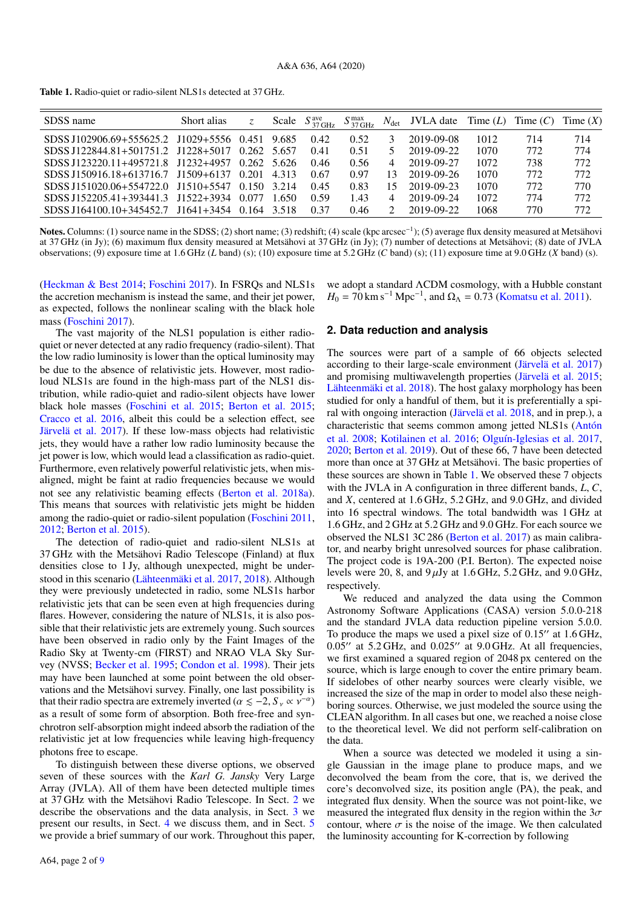**Table 1.** Radio-quiet or radio-silent NLS1s detected at 37 GHz.

| SDSS name | Short alias | $z$ | Scale | $S_{37\,\mathrm{GHz}}^{\mathrm{ave}}$ | $S_{37\,\mathrm{GHz}}^{\mathrm{max}}$ | $N_{\mathrm{det}}$ | JVLA date | Time ($L$) | Time ($C$) | Time ($X$) |
|---|---|---|---|---|---|---|---|---|---|---|
| SDSS J102906.69+555625.2 | J1029+5556 | 0.451 | 9.685 | 0.42 | 0.52 | 3 | 2019-09-08 | 1012 | 714 | 714 |
| SDSS J122844.81+501751.2 | J1228+5017 | 0.262 | 5.657 | 0.41 | 0.51 | 5 | 2019-09-22 | 1070 | 772 | 774 |
| SDSS J123220.11+495721.8 | J1232+4957 | 0.262 | 5.626 | 0.46 | 0.56 | 4 | 2019-09-27 | 1072 | 738 | 772 |
| SDSS J150916.18+613716.7 | J1509+6137 | 0.201 | 4.313 | 0.67 | 0.97 | 13 | 2019-09-26 | 1070 | 772 | 772 |
| SDSS J151020.06+554722.0 | J1510+5547 | 0.150 | 3.214 | 0.45 | 0.83 | 15 | 2019-09-23 | 1070 | 772 | 770 |
| SDSS J152205.41+393441.3 | J1522+3934 | 0.077 | 1.650 | 0.59 | 1.43 | 4 | 2019-09-24 | 1072 | 774 | 772 |
| SDSS J164100.10+345452.7 | J1641+3454 | 0.164 | 3.518 | 0.37 | 0.46 | 2 | 2019-09-22 | 1068 | 770 | 772 |

**Notes.** Columns: (1) source name in the SDSS; (2) short name; (3) redshift; (4) scale (kpc arcsec$^{-1}$); (5) average flux density measured at Metsähovi at 37 GHz (in Jy); (6) maximum flux density measured at Metsähovi at 37 GHz (in Jy); (7) number of detections at Metsähovi; (8) date of JVLA observations; (9) exposure time at 1.6 GHz ($L$ band) (s); (10) exposure time at 5.2 GHz ($C$ band) (s); (11) exposure time at 9.0 GHz ($X$ band) (s).

(Heckman & Best 2014; Foschini 2017). In FSRQs and NLS1s the accretion mechanism is instead the same, and their jet power, as expected, follows the nonlinear scaling with the black hole mass (Foschini 2017).

The vast majority of the NLS1 population is either radio-quiet or never detected at any radio frequency (radio-silent). That the low radio luminosity is lower than the optical luminosity may be due to the absence of relativistic jets. However, most radio-loud NLS1s are found in the high-mass part of the NLS1 distribution, while radio-quiet and radio-silent objects have lower black hole masses (Foschini et al. 2015; Berton et al. 2015; Cracco et al. 2016, albeit this could be a selection effect, see Järvelä et al. 2017). If these low-mass objects had relativistic jets, they would have a rather low radio luminosity because the jet power is low, which would lead a classification as radio-quiet. Furthermore, even relatively powerful relativistic jets, when misaligned, might be faint at radio frequencies because we would not see any relativistic beaming effects (Berton et al. 2018a). This means that sources with relativistic jets might be hidden among the radio-quiet or radio-silent population (Foschini 2011, 2012; Berton et al. 2015).

The detection of radio-quiet and radio-silent NLS1s at 37 GHz with the Metsähovi Radio Telescope (Finland) at flux densities close to 1 Jy, although unexpected, might be understood in this scenario (Lähteenmäki et al. 2017, 2018). Although they were previously undetected in radio, some NLS1s harbor relativistic jets that can be seen even at high frequencies during flares. However, considering the nature of NLS1s, it is also possible that their relativistic jets are extremely young. Such sources have been observed in radio only by the Faint Images of the Radio Sky at Twenty-cm (FIRST) and NRAO VLA Sky Survey (NVSS; Becker et al. 1995; Condon et al. 1998). Their jets may have been launched at some point between the old observations and the Metsähovi survey. Finally, one last possibility is that their radio spectra are extremely inverted ($\alpha \lesssim -2, S_\nu \propto \nu^{-\alpha}$) as a result of some form of absorption. Both free-free and synchrotron self-absorption might indeed absorb the radiation of the relativistic jet at low frequencies while leaving high-frequency photons free to escape.

To distinguish between these diverse options, we observed seven of these sources with the *Karl G. Jansky* Very Large Array (JVLA). All of them have been detected multiple times at 37 GHz with the Metsähovi Radio Telescope. In Sect. 2 we describe the observations and the data analysis, in Sect. 3 we present our results, in Sect. 4 we discuss them, and in Sect. 5 we provide a brief summary of our work. Throughout this paper, we adopt a standard ΛCDM cosmology, with a Hubble constant $H_0 = 70\,\mathrm{km\,s^{-1}\,Mpc^{-1}}$, and $\Omega_\Lambda = 0.73$ (Komatsu et al. 2011).

## 2. Data reduction and analysis

The sources were part of a sample of 66 objects selected according to their large-scale environment (Järvelä et al. 2017) and promising multiwavelength properties (Järvelä et al. 2015; Lähteenmäki et al. 2018). The host galaxy morphology has been studied for only a handful of them, but it is preferentially a spiral with ongoing interaction (Järvelä et al. 2018, and in prep.), a characteristic that seems common among jetted NLS1s (Antón et al. 2008; Kotilainen et al. 2016; Olguín-Iglesias et al. 2017, 2020; Berton et al. 2019). Out of these 66, 7 have been detected more than once at 37 GHz at Metsähovi. The basic properties of these sources are shown in Table 1. We observed these 7 objects with the JVLA in A configuration in three different bands, $L$, $C$, and $X$, centered at 1.6 GHz, 5.2 GHz, and 9.0 GHz, and divided into 16 spectral windows. The total bandwidth was 1 GHz at 1.6 GHz, and 2 GHz at 5.2 GHz and 9.0 GHz. For each source we observed the NLS1 3C 286 (Berton et al. 2017) as main calibrator, and nearby bright unresolved sources for phase calibration. The project code is 19A-200 (P.I. Berton). The expected noise levels were 20, 8, and 9 $\mu$Jy at 1.6 GHz, 5.2 GHz, and 9.0 GHz, respectively.

We reduced and analyzed the data using the Common Astronomy Software Applications (CASA) version 5.0.0-218 and the standard JVLA data reduction pipeline version 5.0.0. To produce the maps we used a pixel size of 0.15″ at 1.6 GHz, 0.05″ at 5.2 GHz, and 0.025″ at 9.0 GHz. At all frequencies, we first examined a squared region of 2048 px centered on the source, which is large enough to cover the entire primary beam. If sidelobes of other nearby sources were clearly visible, we increased the size of the map in order to model also these neighboring sources. Otherwise, we just modeled the source using the CLEAN algorithm. In all cases but one, we reached a noise close to the theoretical level. We did not perform self-calibration on the data.

When a source was detected we modeled it using a single Gaussian in the image plane to produce maps, and we deconvolved the beam from the core, that is, we derived the core's deconvolved size, its position angle (PA), the peak, and integrated flux density. When the source was not point-like, we measured the integrated flux density in the region within the 3$\sigma$ contour, where $\sigma$ is the noise of the image. We then calculated the luminosity accounting for K-correction by following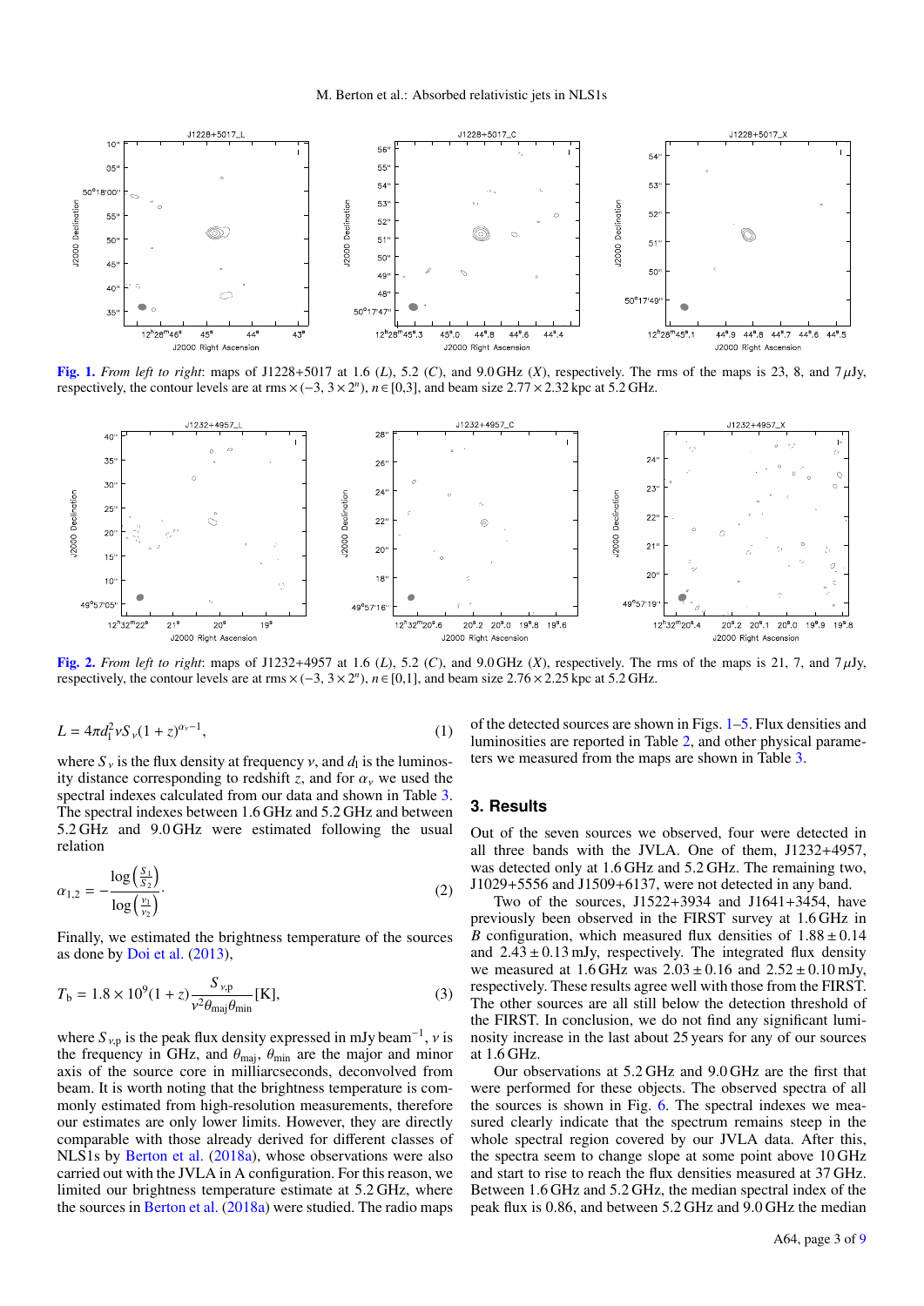J1228+5017_L

J2000 Declination

J2000 Right Ascension

J1228+5017_C

J1228+5017_X

**Fig. 1.** *From left to right*: maps of J1228+5017 at 1.6 (*L*), 5.2 (*C*), and 9.0 GHz (*X*), respectively. The rms of the maps is 23, 8, and 7 $\mu$Jy, respectively, the contour levels are at rms $\times(-3, 3 \times 2^n)$, $n \in [0,3]$, and beam size $2.77 \times 2.32$ kpc at 5.2 GHz.

J1232+4957_L

J1232+4957_C

J1232+4957_X

**Fig. 2.** *From left to right*: maps of J1232+4957 at 1.6 (*L*), 5.2 (*C*), and 9.0 GHz (*X*), respectively. The rms of the maps is 21, 7, and 7 $\mu$Jy, respectively, the contour levels are at rms $\times(-3, 3 \times 2^n)$, $n \in [0,1]$, and beam size $2.76 \times 2.25$ kpc at 5.2 GHz.

$$L = 4\pi d_l^2 \nu S_\nu (1+z)^{\alpha_\nu - 1}, \tag{1}$$

where $S_\nu$ is the flux density at frequency $\nu$, and $d_l$ is the luminosity distance corresponding to redshift $z$, and for $\alpha_\nu$ we used the spectral indexes calculated from our data and shown in Table 3. The spectral indexes between 1.6 GHz and 5.2 GHz and between 5.2 GHz and 9.0 GHz were estimated following the usual relation

$$\alpha_{1,2} = -\frac{\log\left(\frac{S_1}{S_2}\right)}{\log\left(\frac{\nu_1}{\nu_2}\right)}. \tag{2}$$

Finally, we estimated the brightness temperature of the sources as done by Doi et al. (2013),

$$T_b = 1.8 \times 10^9 (1+z) \frac{S_{\nu,p}}{\nu^2 \theta_{maj} \theta_{min}} [\mathrm{K}], \tag{3}$$

where $S_{\nu,p}$ is the peak flux density expressed in mJy beam$^{-1}$, $\nu$ is the frequency in GHz, and $\theta_{maj}$, $\theta_{min}$ are the major and minor axis of the source core in milliarcseconds, deconvolved from beam. It is worth noting that the brightness temperature is commonly estimated from high-resolution measurements, therefore our estimates are only lower limits. However, they are directly comparable with those already derived for different classes of NLS1s by Berton et al. (2018a), whose observations were also carried out with the JVLA in A configuration. For this reason, we limited our brightness temperature estimate at 5.2 GHz, where the sources in Berton et al. (2018a) were studied. The radio maps of the detected sources are shown in Figs. 1–5. Flux densities and luminosities are reported in Table 2, and other physical parameters we measured from the maps are shown in Table 3.

## 3. Results

Out of the seven sources we observed, four were detected in all three bands with the JVLA. One of them, J1232+4957, was detected only at 1.6 GHz and 5.2 GHz. The remaining two, J1029+5556 and J1509+6137, were not detected in any band.

Two of the sources, J1522+3934 and J1641+3454, have previously been observed in the FIRST survey at 1.6 GHz in *B* configuration, which measured flux densities of $1.88 \pm 0.14$ and $2.43 \pm 0.13$ mJy, respectively. The integrated flux density we measured at 1.6 GHz was $2.03 \pm 0.16$ and $2.52 \pm 0.10$ mJy, respectively. These results agree well with those from the FIRST. The other sources are all still below the detection threshold of the FIRST. In conclusion, we do not find any significant luminosity increase in the last about 25 years for any of our sources at 1.6 GHz.

Our observations at 5.2 GHz and 9.0 GHz are the first that were performed for these objects. The observed spectra of all the sources is shown in Fig. 6. The spectral indexes we measured clearly indicate that the spectrum remains steep in the whole spectral region covered by our JVLA data. After this, the spectra seem to change slope at some point above 10 GHz and start to rise to reach the flux densities measured at 37 GHz. Between 1.6 GHz and 5.2 GHz, the median spectral index of the peak flux is 0.86, and between 5.2 GHz and 9.0 GHz the median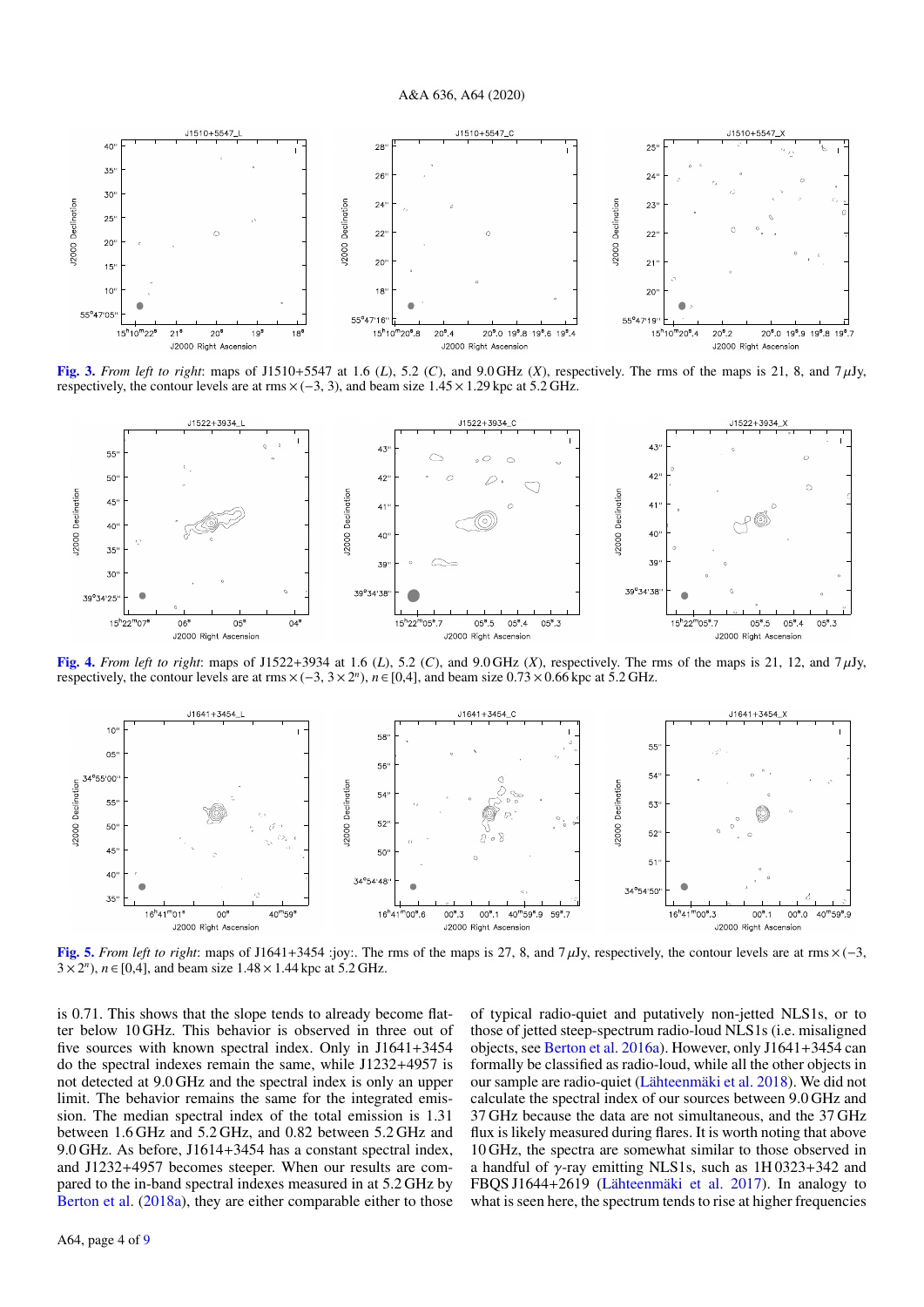J1510+5547_L

40"
35"
30"
25"
20"
15"
10"
55°47'05"

J2000 Declination

15h10m22s 21s 20s 19s 18s

J2000 Right Ascension

J1510+5547_C

28"
26"
24"
22"
20"
18"
55°47'16"

J2000 Declination

15h10m20s.8 20s.4 20s.0 19s.8 19s.6 19s.4

J2000 Right Ascension

J1510+5547_X

25"
24"
23"
22"
21"
20"
55°47'19"

J2000 Declination

15h10m20s.4 20s.2 20s.0 19s.9 19s.8 19s.7

J2000 Right Ascension

**Fig. 3.** *From left to right*: maps of J1510+5547 at 1.6 (*L*), 5.2 (*C*), and 9.0 GHz (*X*), respectively. The rms of the maps is 21, 8, and 7 $\mu$Jy, respectively, the contour levels are at rms $\times$ (−3, 3), and beam size $1.45 \times 1.29$ kpc at 5.2 GHz.

J1522+3934_L

55"
50"
45"
40"
35"
30"
39°34'25"

J2000 Declination

15h22m07s 06s 05s 04s

J2000 Right Ascension

J1522+3934_C

43"
42"
41"
40"
39"
39°34'38"

J2000 Declination

15h22m05s.7 05s.5 05s.4 05s.3

J2000 Right Ascension

J1522+3934_X

43"
42"
41"
40"
39"
39°34'38"

J2000 Declination

15h22m05s.7 05s.5 05s.4 05s.3

J2000 Right Ascension

**Fig. 4.** *From left to right*: maps of J1522+3934 at 1.6 (*L*), 5.2 (*C*), and 9.0 GHz (*X*), respectively. The rms of the maps is 21, 12, and 7 $\mu$Jy, respectively, the contour levels are at rms $\times$ (−3, $3 \times 2^n$), $n \in [0,4]$, and beam size $0.73 \times 0.66$ kpc at 5.2 GHz.

J1641+3454_L

10"
05"
34°55'00"
55"
50"
45"
40"
35"

J2000 Declination

16h41m01s 00s 40m59s

J2000 Right Ascension

J1641+3454_C

58"
56"
54"
52"
50"
34°54'48"

J2000 Declination

16h41m00s.6 00s.3 00s.1 40m59s.9 59s.7

J2000 Right Ascension

J1641+3454_X

55"
54"
53"
52"
51"
34°54'50"

J2000 Declination

16h41m00s.3 00s.1 00s.0 40m59s.9

J2000 Right Ascension

**Fig. 5.** *From left to right*: maps of J1641+3454 :joy:. The rms of the maps is 27, 8, and 7 $\mu$Jy, respectively, the contour levels are at rms $\times$ (−3, $3 \times 2^n$), $n \in [0,4]$, and beam size $1.48 \times 1.44$ kpc at 5.2 GHz.

is 0.71. This shows that the slope tends to already become flatter below 10 GHz. This behavior is observed in three out of five sources with known spectral index. Only in J1641+3454 do the spectral indexes remain the same, while J1232+4957 is not detected at 9.0 GHz and the spectral index is only an upper limit. The behavior remains the same for the integrated emission. The median spectral index of the total emission is 1.31 between 1.6 GHz and 5.2 GHz, and 0.82 between 5.2 GHz and 9.0 GHz. As before, J1641+3454 has a constant spectral index, and J1232+4957 becomes steeper. When our results are compared to the in-band spectral indexes measured in at 5.2 GHz by Berton et al. (2018a), they are either comparable either to those of typical radio-quiet and putatively non-jetted NLS1s, or to those of jetted steep-spectrum radio-loud NLS1s (i.e. misaligned objects, see Berton et al. 2016a). However, only J1641+3454 can formally be classified as radio-loud, while all the other objects in our sample are radio-quiet (Lähteenmäki et al. 2018). We did not calculate the spectral index of our sources between 9.0 GHz and 37 GHz because the data are not simultaneous, and the 37 GHz flux is likely measured during flares. It is worth noting that above 10 GHz, the spectra are somewhat similar to those observed in a handful of $\gamma$-ray emitting NLS1s, such as 1H 0323+342 and FBQS J1644+2619 (Lähteenmäki et al. 2017). In analogy to what is seen here, the spectrum tends to rise at higher frequencies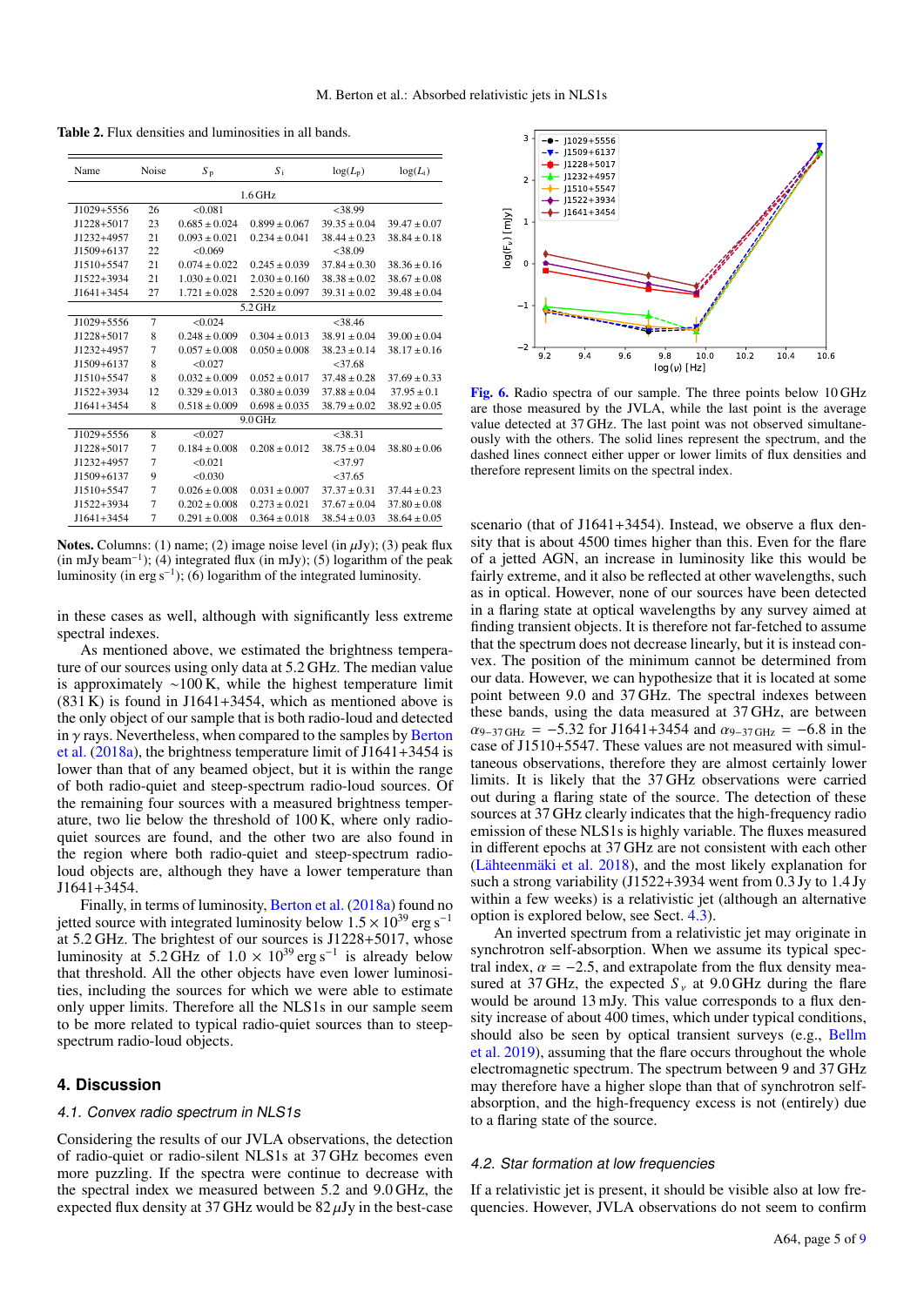**Table 2.** Flux densities and luminosities in all bands.

| Name | Noise | $S_p$ | $S_i$ | $\log(L_p)$ | $\log(L_i)$ |
|---|---|---|---|---|---|
| | | | 1.6 GHz | | |
| J1029+5556 | 26 | <0.081 | | <38.99 | |
| J1228+5017 | 23 | 0.685 ± 0.024 | 0.899 ± 0.067 | 39.35 ± 0.04 | 39.47 ± 0.07 |
| J1232+4957 | 21 | 0.093 ± 0.021 | 0.234 ± 0.041 | 38.44 ± 0.23 | 38.84 ± 0.18 |
| J1509+6137 | 22 | <0.069 | | <38.09 | |
| J1510+5547 | 21 | 0.074 ± 0.022 | 0.245 ± 0.039 | 37.84 ± 0.30 | 38.36 ± 0.16 |
| J1522+3934 | 21 | 1.030 ± 0.021 | 2.030 ± 0.160 | 38.38 ± 0.02 | 38.67 ± 0.08 |
| J1641+3454 | 27 | 1.721 ± 0.028 | 2.520 ± 0.097 | 39.31 ± 0.02 | 39.48 ± 0.04 |
| | | | 5.2 GHz | | |
| J1029+5556 | 7 | <0.024 | | <38.46 | |
| J1228+5017 | 8 | 0.248 ± 0.009 | 0.304 ± 0.013 | 38.91 ± 0.04 | 39.00 ± 0.04 |
| J1232+4957 | 7 | 0.057 ± 0.008 | 0.050 ± 0.008 | 38.23 ± 0.14 | 38.17 ± 0.16 |
| J1509+6137 | 8 | <0.027 | | <37.68 | |
| J1510+5547 | 8 | 0.032 ± 0.009 | 0.052 ± 0.017 | 37.48 ± 0.28 | 37.69 ± 0.33 |
| J1522+3934 | 12 | 0.329 ± 0.013 | 0.380 ± 0.039 | 37.88 ± 0.04 | 37.95 ± 0.1 |
| J1641+3454 | 8 | 0.518 ± 0.009 | 0.698 ± 0.035 | 38.79 ± 0.02 | 38.92 ± 0.05 |
| | | | 9.0 GHz | | |
| J1029+5556 | 8 | <0.027 | | <38.31 | |
| J1228+5017 | 7 | 0.184 ± 0.008 | 0.208 ± 0.012 | 38.75 ± 0.04 | 38.80 ± 0.06 |
| J1232+4957 | 7 | <0.021 | | <37.97 | |
| J1509+6137 | 9 | <0.030 | | <37.65 | |
| J1510+5547 | 7 | 0.026 ± 0.008 | 0.031 ± 0.007 | 37.37 ± 0.31 | 37.44 ± 0.23 |
| J1522+3934 | 7 | 0.202 ± 0.008 | 0.273 ± 0.021 | 37.67 ± 0.04 | 37.80 ± 0.08 |
| J1641+3454 | 7 | 0.291 ± 0.008 | 0.364 ± 0.018 | 38.54 ± 0.03 | 38.64 ± 0.05 |

**Notes.** Columns: (1) name; (2) image noise level (in $\mu$Jy); (3) peak flux (in mJy beam$^{-1}$); (4) integrated flux (in mJy); (5) logarithm of the peak luminosity (in erg s$^{-1}$); (6) logarithm of the integrated luminosity.

in these cases as well, although with significantly less extreme spectral indexes.

As mentioned above, we estimated the brightness temperature of our sources using only data at 5.2 GHz. The median value is approximately ∼100 K, while the highest temperature limit (831 K) is found in J1641+3454, which as mentioned above is the only object of our sample that is both radio-loud and detected in $\gamma$ rays. Nevertheless, when compared to the samples by Berton et al. (2018a), the brightness temperature limit of J1641+3454 is lower than that of any beamed object, but it is within the range of both radio-quiet and steep-spectrum radio-loud sources. Of the remaining four sources with a measured brightness temperature, two lie below the threshold of 100 K, where only radio-quiet sources are found, and the other two are also found in the region where both radio-quiet and steep-spectrum radio-loud objects are, although they have a lower temperature than J1641+3454.

Finally, in terms of luminosity, Berton et al. (2018a) found no jetted source with integrated luminosity below $1.5 \times 10^{39}$ erg s$^{-1}$ at 5.2 GHz. The brightest of our sources is J1228+5017, whose luminosity at 5.2 GHz of $1.0 \times 10^{39}$ erg s$^{-1}$ is already below that threshold. All the other objects have even lower luminosities, including the sources for which we were able to estimate only upper limits. Therefore all the NLS1s in our sample seem to be more related to typical radio-quiet sources than to steep-spectrum radio-loud objects.

## 4. Discussion

### 4.1. Convex radio spectrum in NLS1s

Considering the results of our JVLA observations, the detection of radio-quiet or radio-silent NLS1s at 37 GHz becomes even more puzzling. If the spectra were continue to decrease with the spectral index we measured between 5.2 and 9.0 GHz, the expected flux density at 37 GHz would be 82 $\mu$Jy in the best-case

3
2
1
0
−1
−2
9.2 9.4 9.6 9.8 10.0 10.2 10.4 10.6
log(ν) [Hz]
log(F_ν) [mJy]
J1029+5556
J1509+6137
J1228+5017
J1232+4957
J1510+5547
J1522+3934
J1641+3454

**Fig. 6.** Radio spectra of our sample. The three points below 10 GHz are those measured by the JVLA, while the last point is the average value detected at 37 GHz. The last point was not observed simultaneously with the others. The solid lines represent the spectrum, and the dashed lines connect either upper or lower limits of flux densities and therefore represent limits on the spectral index.

scenario (that of J1641+3454). Instead, we observe a flux density that is about 4500 times higher than this. Even for the flare of a jetted AGN, an increase in luminosity like this would be fairly extreme, and it also be reflected at other wavelengths, such as in optical. However, none of our sources have been detected in a flaring state at optical wavelengths by any survey aimed at finding transient objects. It is therefore not far-fetched to assume that the spectrum does not decrease linearly, but it is instead convex. The position of the minimum cannot be determined from our data. However, we can hypothesize that it is located at some point between 9.0 and 37 GHz. The spectral indexes between these bands, using the data measured at 37 GHz, are between $\alpha_{9-37\,\mathrm{GHz}} = -5.32$ for J1641+3454 and $\alpha_{9-37\,\mathrm{GHz}} = -6.8$ in the case of J1510+5547. These values are not measured with simultaneous observations, therefore they are almost certainly lower limits. It is likely that the 37 GHz observations were carried out during a flaring state of the source. The detection of these sources at 37 GHz clearly indicates that the high-frequency radio emission of these NLS1s is highly variable. The fluxes measured in different epochs at 37 GHz are not consistent with each other (Lähteenmäki et al. 2018), and the most likely explanation for such a strong variability (J1522+3934 went from 0.3 Jy to 1.4 Jy within a few weeks) is a relativistic jet (although an alternative option is explored below, see Sect. 4.3).

An inverted spectrum from a relativistic jet may originate in synchrotron self-absorption. When we assume its typical spectral index, $\alpha = -2.5$, and extrapolate from the flux density measured at 37 GHz, the expected $S_\nu$ at 9.0 GHz during the flare would be around 13 mJy. This value corresponds to a flux density increase of about 400 times, which under typical conditions, should also be seen by optical transient surveys (e.g., Bellm et al. 2019), assuming that the flare occurs throughout the whole electromagnetic spectrum. The spectrum between 9 and 37 GHz may therefore have a higher slope than that of synchrotron self-absorption, and the high-frequency excess is not (entirely) due to a flaring state of the source.

### 4.2. Star formation at low frequencies

If a relativistic jet is present, it should be visible also at low frequencies. However, JVLA observations do not seem to confirm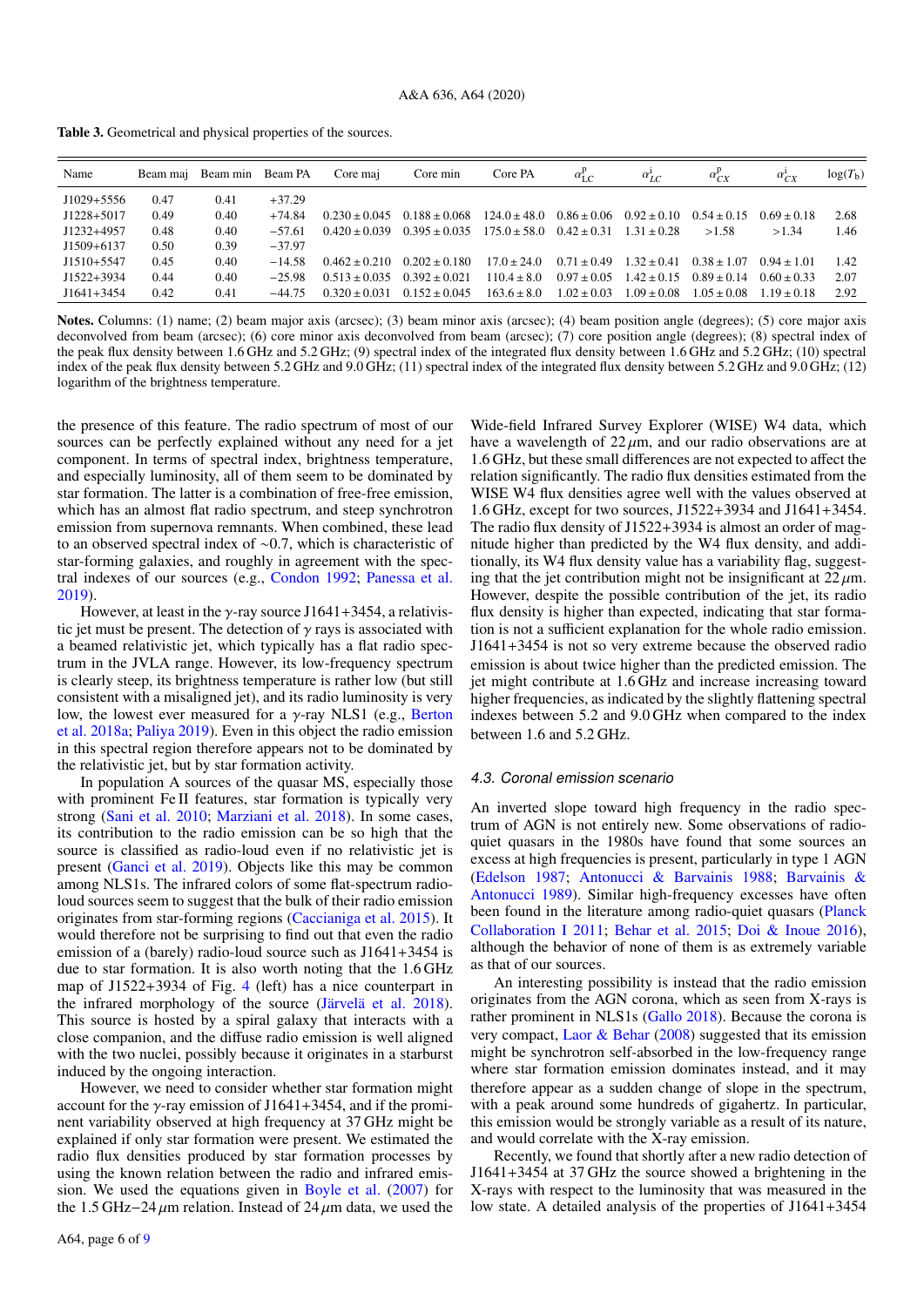**Table 3.** Geometrical and physical properties of the sources.

| Name | Beam maj | Beam min | Beam PA | Core maj | Core min | Core PA | $\alpha^{p}_{LC}$ | $\alpha^{i}_{LC}$ | $\alpha^{p}_{CX}$ | $\alpha^{i}_{CX}$ | $\log(T_{b})$ |
|---|---|---|---|---|---|---|---|---|---|---|---|
| J1029+5556 | 0.47 | 0.41 | +37.29 | | | | | | | | |
| J1228+5017 | 0.49 | 0.40 | +74.84 | $0.230 \pm 0.045$ | $0.188 \pm 0.068$ | $124.0 \pm 48.0$ | $0.86 \pm 0.06$ | $0.92 \pm 0.10$ | $0.54 \pm 0.15$ | $0.69 \pm 0.18$ | 2.68 |
| J1232+4957 | 0.48 | 0.40 | −57.61 | $0.420 \pm 0.039$ | $0.395 \pm 0.035$ | $175.0 \pm 58.0$ | $0.42 \pm 0.31$ | $1.31 \pm 0.28$ | >1.58 | >1.34 | 1.46 |
| J1509+6137 | 0.50 | 0.39 | −37.97 | | | | | | | | |
| J1510+5547 | 0.45 | 0.40 | −14.58 | $0.462 \pm 0.210$ | $0.202 \pm 0.180$ | $17.0 \pm 24.0$ | $0.71 \pm 0.49$ | $1.32 \pm 0.41$ | $0.38 \pm 1.07$ | $0.94 \pm 1.01$ | 1.42 |
| J1522+3934 | 0.44 | 0.40 | −25.98 | $0.513 \pm 0.035$ | $0.392 \pm 0.021$ | $110.4 \pm 8.0$ | $0.97 \pm 0.05$ | $1.42 \pm 0.15$ | $0.89 \pm 0.14$ | $0.60 \pm 0.33$ | 2.07 |
| J1641+3454 | 0.42 | 0.41 | −44.75 | $0.320 \pm 0.031$ | $0.152 \pm 0.045$ | $163.6 \pm 8.0$ | $1.02 \pm 0.03$ | $1.09 \pm 0.08$ | $1.05 \pm 0.08$ | $1.19 \pm 0.18$ | 2.92 |

**Notes.** Columns: (1) name; (2) beam major axis (arcsec); (3) beam minor axis (arcsec); (4) beam position angle (degrees); (5) core major axis deconvolved from beam (arcsec); (6) core minor axis deconvolved from beam (arcsec); (7) core position angle (degrees); (8) spectral index of the peak flux density between 1.6 GHz and 5.2 GHz; (9) spectral index of the integrated flux density between 1.6 GHz and 5.2 GHz; (10) spectral index of the peak flux density between 5.2 GHz and 9.0 GHz; (11) spectral index of the integrated flux density between 5.2 GHz and 9.0 GHz; (12) logarithm of the brightness temperature.

the presence of this feature. The radio spectrum of most of our sources can be perfectly explained without any need for a jet component. In terms of spectral index, brightness temperature, and especially luminosity, all of them seem to be dominated by star formation. The latter is a combination of free-free emission, which has an almost flat radio spectrum, and steep synchrotron emission from supernova remnants. When combined, these lead to an observed spectral index of ∼0.7, which is characteristic of star-forming galaxies, and roughly in agreement with the spectral indexes of our sources (e.g., Condon 1992; Panessa et al. 2019).

However, at least in the $\gamma$-ray source J1641+3454, a relativistic jet must be present. The detection of $\gamma$ rays is associated with a beamed relativistic jet, which typically has a flat radio spectrum in the JVLA range. However, its low-frequency spectrum is clearly steep, its brightness temperature is rather low (but still consistent with a misaligned jet), and its radio luminosity is very low, the lowest ever measured for a $\gamma$-ray NLS1 (e.g., Berton et al. 2018a; Paliya 2019). Even in this object the radio emission in this spectral region therefore appears not to be dominated by the relativistic jet, but by star formation activity.

In population A sources of the quasar MS, especially those with prominent Fe II features, star formation is typically very strong (Sani et al. 2010; Marziani et al. 2018). In some cases, its contribution to the radio emission can be so high that the source is classified as radio-loud even if no relativistic jet is present (Ganci et al. 2019). Objects like this may be common among NLS1s. The infrared colors of some flat-spectrum radio-loud sources seem to suggest that the bulk of their radio emission originates from star-forming regions (Caccianiga et al. 2015). It would therefore not be surprising to find out that the radio emission of a (barely) radio-loud source such as J1641+3454 is due to star formation. It is also worth noting that the 1.6 GHz map of J1522+3934 of Fig. 4 (left) has a nice counterpart in the infrared morphology of the source (Järvelä et al. 2018). This source is hosted by a spiral galaxy that interacts with a close companion, and the diffuse radio emission is well aligned with the two nuclei, possibly because it originates in a starburst induced by the ongoing interaction.

However, we need to consider whether star formation might account for the $\gamma$-ray emission of J1641+3454, and if the prominent variability observed at high frequency at 37 GHz might be explained if only star formation were present. We estimated the radio flux densities produced by star formation processes by using the known relation between the radio and infrared emission. We used the equations given in Boyle et al. (2007) for the 1.5 GHz−24 $\mu$m relation. Instead of 24 $\mu$m data, we used the Wide-field Infrared Survey Explorer (WISE) W4 data, which have a wavelength of 22 $\mu$m, and our radio observations are at 1.6 GHz, but these small differences are not expected to affect the relation significantly. The radio flux densities estimated from the WISE W4 flux densities agree well with the values observed at 1.6 GHz, except for two sources, J1522+3934 and J1641+3454. The radio flux density of J1522+3934 is almost an order of magnitude higher than predicted by the W4 flux density, and additionally, its W4 flux density value has a variability flag, suggesting that the jet contribution might not be insignificant at 22 $\mu$m. However, despite the possible contribution of the jet, its radio flux density is higher than expected, indicating that star formation is not a sufficient explanation for the whole radio emission. J1641+3454 is not so very extreme because the observed radio emission is about twice higher than the predicted emission. The jet might contribute at 1.6 GHz and increase increasing toward higher frequencies, as indicated by the slightly flattening spectral indexes between 5.2 and 9.0 GHz when compared to the index between 1.6 and 5.2 GHz.

### 4.3. Coronal emission scenario

An inverted slope toward high frequency in the radio spectrum of AGN is not entirely new. Some observations of radio-quiet quasars in the 1980s have found that some sources an excess at high frequencies is present, particularly in type 1 AGN (Edelson 1987; Antonucci & Barvainis 1988; Barvainis & Antonucci 1989). Similar high-frequency excesses have often been found in the literature among radio-quiet quasars (Planck Collaboration I 2011; Behar et al. 2015; Doi & Inoue 2016), although the behavior of none of them is as extremely variable as that of our sources.

An interesting possibility is instead that the radio emission originates from the AGN corona, which as seen from X-rays is rather prominent in NLS1s (Gallo 2018). Because the corona is very compact, Laor & Behar (2008) suggested that its emission might be synchrotron self-absorbed in the low-frequency range where star formation emission dominates instead, and it may therefore appear as a sudden change of slope in the spectrum, with a peak around some hundreds of gigahertz. In particular, this emission would be strongly variable as a result of its nature, and would correlate with the X-ray emission.

Recently, we found that shortly after a new radio detection of J1641+3454 at 37 GHz the source showed a brightening in the X-rays with respect to the luminosity that was measured in the low state. A detailed analysis of the properties of J1641+3454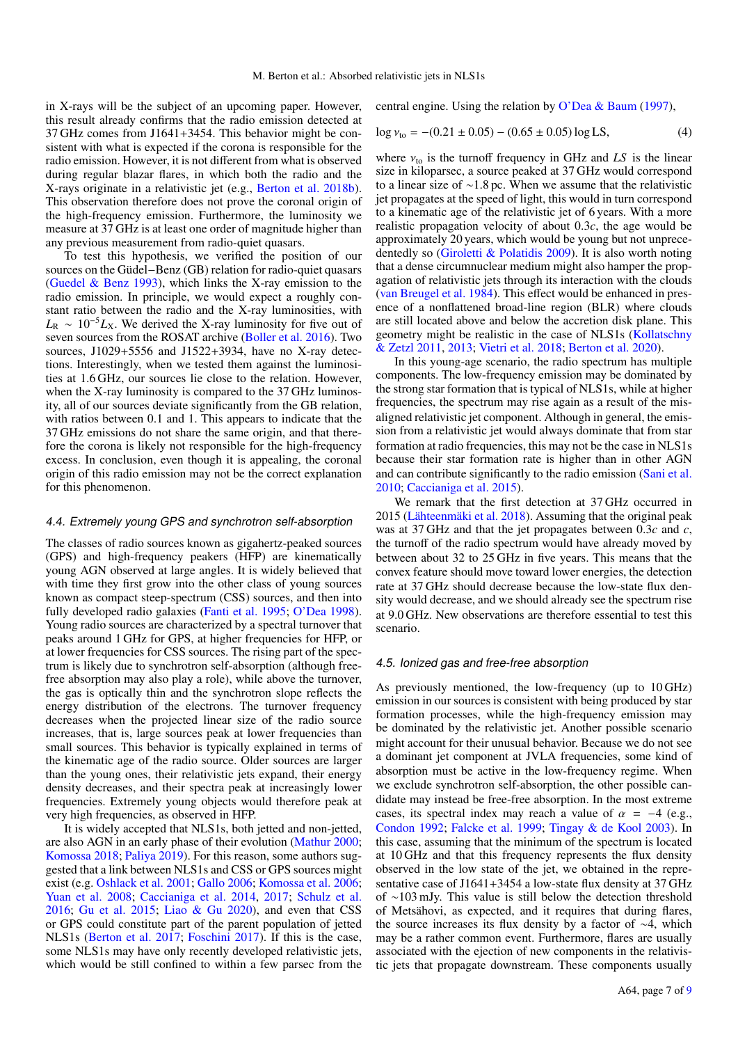in X-rays will be the subject of an upcoming paper. However, this result already confirms that the radio emission detected at 37 GHz comes from J1641+3454. This behavior might be consistent with what is expected if the corona is responsible for the radio emission. However, it is not different from what is observed during regular blazar flares, in which both the radio and the X-rays originate in a relativistic jet (e.g., Berton et al. 2018b). This observation therefore does not prove the coronal origin of the high-frequency emission. Furthermore, the luminosity we measure at 37 GHz is at least one order of magnitude higher than any previous measurement from radio-quiet quasars.

To test this hypothesis, we verified the position of our sources on the Güdel−Benz (GB) relation for radio-quiet quasars (Guedel & Benz 1993), which links the X-ray emission to the radio emission. In principle, we would expect a roughly constant ratio between the radio and the X-ray luminosities, with $L_R \sim 10^{-5} L_X$. We derived the X-ray luminosity for five out of seven sources from the ROSAT archive (Boller et al. 2016). Two sources, J1029+5556 and J1522+3934, have no X-ray detections. Interestingly, when we tested them against the luminosities at 1.6 GHz, our sources lie close to the relation. However, when the X-ray luminosity is compared to the 37 GHz luminosity, all of our sources deviate significantly from the GB relation, with ratios between 0.1 and 1. This appears to indicate that the 37 GHz emissions do not share the same origin, and that therefore the corona is likely not responsible for the high-frequency excess. In conclusion, even though it is appealing, the coronal origin of this radio emission may not be the correct explanation for this phenomenon.

### 4.4. Extremely young GPS and synchrotron self-absorption

The classes of radio sources known as gigahertz-peaked sources (GPS) and high-frequency peakers (HFP) are kinematically young AGN observed at large angles. It is widely believed that with time they first grow into the other class of young sources known as compact steep-spectrum (CSS) sources, and then into fully developed radio galaxies (Fanti et al. 1995; O'Dea 1998). Young radio sources are characterized by a spectral turnover that peaks around 1 GHz for GPS, at higher frequencies for HFP, or at lower frequencies for CSS sources. The rising part of the spectrum is likely due to synchrotron self-absorption (although free-free absorption may also play a role), while above the turnover, the gas is optically thin and the synchrotron slope reflects the energy distribution of the electrons. The turnover frequency decreases when the projected linear size of the radio source increases, that is, large sources peak at lower frequencies than small sources. This behavior is typically explained in terms of the kinematic age of the radio source. Older sources are larger than the young ones, their relativistic jets expand, their energy density decreases, and their spectra peak at increasingly lower frequencies. Extremely young objects would therefore peak at very high frequencies, as observed in HFP.

It is widely accepted that NLS1s, both jetted and non-jetted, are also AGN in an early phase of their evolution (Mathur 2000; Komossa 2018; Paliya 2019). For this reason, some authors suggested that a link between NLS1s and CSS or GPS sources might exist (e.g. Oshlack et al. 2001; Gallo 2006; Komossa et al. 2006; Yuan et al. 2008; Caccianiga et al. 2014, 2017; Schulz et al. 2016; Gu et al. 2015; Liao & Gu 2020), and even that CSS or GPS could constitute part of the parent population of jetted NLS1s (Berton et al. 2017; Foschini 2017). If this is the case, some NLS1s may have only recently developed relativistic jets, which would be still confined to within a few parsec from the central engine. Using the relation by O'Dea & Baum (1997),

$$\log \nu_{\rm to} = -(0.21 \pm 0.05) - (0.65 \pm 0.05) \log {\rm LS}, \tag{4}$$

where $\nu_{\rm to}$ is the turnoff frequency in GHz and $LS$ is the linear size in kiloparsec, a source peaked at 37 GHz would correspond to a linear size of ~1.8 pc. When we assume that the relativistic jet propagates at the speed of light, this would in turn correspond to a kinematic age of the relativistic jet of 6 years. With a more realistic propagation velocity of about 0.3$c$, the age would be approximately 20 years, which would be young but not unprecedentedly so (Giroletti & Polatidis 2009). It is also worth noting that a dense circumnuclear medium might also hamper the propagation of relativistic jets through its interaction with the clouds (van Breugel et al. 1984). This effect would be enhanced in presence of a nonflattened broad-line region (BLR) where clouds are still located above and below the accretion disk plane. This geometry might be realistic in the case of NLS1s (Kollatschny & Zetzl 2011, 2013; Vietri et al. 2018; Berton et al. 2020).

In this young-age scenario, the radio spectrum has multiple components. The low-frequency emission may be dominated by the strong star formation that is typical of NLS1s, while at higher frequencies, the spectrum may rise again as a result of the misaligned relativistic jet component. Although in general, the emission from a relativistic jet would always dominate that from star formation at radio frequencies, this may not be the case in NLS1s because their star formation rate is higher than in other AGN and can contribute significantly to the radio emission (Sani et al. 2010; Caccianiga et al. 2015).

We remark that the first detection at 37 GHz occurred in 2015 (Lähteenmäki et al. 2018). Assuming that the original peak was at 37 GHz and that the jet propagates between 0.3$c$ and $c$, the turnoff of the radio spectrum would have already moved by between about 32 to 25 GHz in five years. This means that the convex feature should move toward lower energies, the detection rate at 37 GHz should decrease because the low-state flux density would decrease, and we should already see the spectrum rise at 9.0 GHz. New observations are therefore essential to test this scenario.

### 4.5. Ionized gas and free-free absorption

As previously mentioned, the low-frequency (up to 10 GHz) emission in our sources is consistent with being produced by star formation processes, while the high-frequency emission may be dominated by the relativistic jet. Another possible scenario might account for their unusual behavior. Because we do not see a dominant jet component at JVLA frequencies, some kind of absorption must be active in the low-frequency regime. When we exclude synchrotron self-absorption, the other possible candidate may instead be free-free absorption. In the most extreme cases, its spectral index may reach a value of $\alpha = -4$ (e.g., Condon 1992; Falcke et al. 1999; Tingay & de Kool 2003). In this case, assuming that the minimum of the spectrum is located at 10 GHz and that this frequency represents the flux density observed in the low state of the jet, we obtained in the representative case of J1641+3454 a low-state flux density at 37 GHz of ~103 mJy. This value is still below the detection threshold of Metsähovi, as expected, and it requires that during flares, the source increases its flux density by a factor of ~4, which may be a rather common event. Furthermore, flares are usually associated with the ejection of new components in the relativistic jets that propagate downstream. These components usually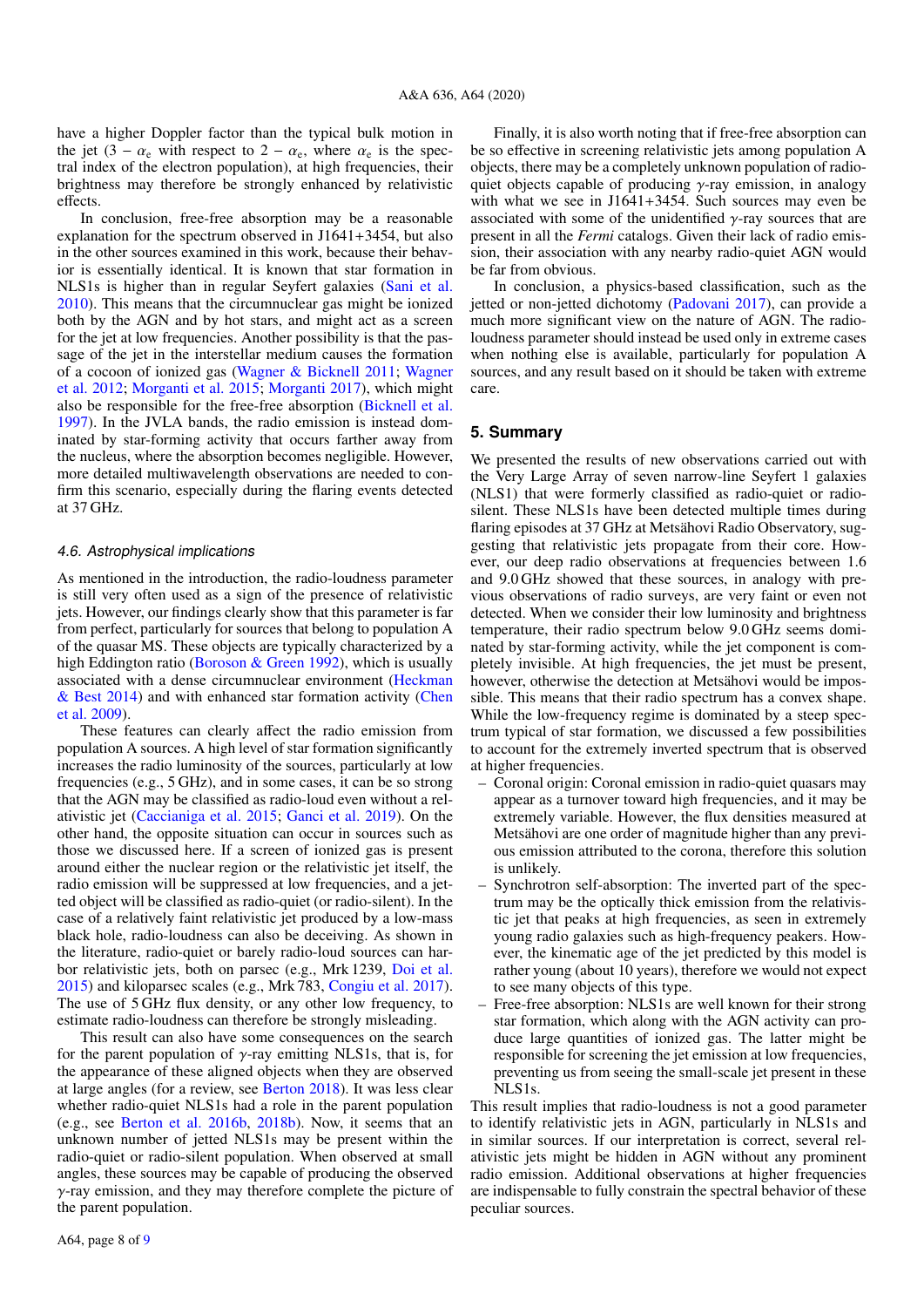have a higher Doppler factor than the typical bulk motion in the jet ($3 - \alpha_e$ with respect to $2 - \alpha_e$, where $\alpha_e$ is the spectral index of the electron population), at high frequencies, their brightness may therefore be strongly enhanced by relativistic effects.

In conclusion, free-free absorption may be a reasonable explanation for the spectrum observed in J1641+3454, but also in the other sources examined in this work, because their behavior is essentially identical. It is known that star formation in NLS1s is higher than in regular Seyfert galaxies (Sani et al. 2010). This means that the circumnuclear gas might be ionized both by the AGN and by hot stars, and might act as a screen for the jet at low frequencies. Another possibility is that the passage of the jet in the interstellar medium causes the formation of a cocoon of ionized gas (Wagner & Bicknell 2011; Wagner et al. 2012; Morganti et al. 2015; Morganti 2017), which might also be responsible for the free-free absorption (Bicknell et al. 1997). In the JVLA bands, the radio emission is instead dominated by star-forming activity that occurs farther away from the nucleus, where the absorption becomes negligible. However, more detailed multiwavelength observations are needed to confirm this scenario, especially during the flaring events detected at 37 GHz.

### 4.6. Astrophysical implications

As mentioned in the introduction, the radio-loudness parameter is still very often used as a sign of the presence of relativistic jets. However, our findings clearly show that this parameter is far from perfect, particularly for sources that belong to population A of the quasar MS. These objects are typically characterized by a high Eddington ratio (Boroson & Green 1992), which is usually associated with a dense circumnuclear environment (Heckman & Best 2014) and with enhanced star formation activity (Chen et al. 2009).

These features can clearly affect the radio emission from population A sources. A high level of star formation significantly increases the radio luminosity of the sources, particularly at low frequencies (e.g., 5 GHz), and in some cases, it can be so strong that the AGN may be classified as radio-loud even without a relativistic jet (Caccianiga et al. 2015; Ganci et al. 2019). On the other hand, the opposite situation can occur in sources such as those we discussed here. If a screen of ionized gas is present around either the nuclear region or the relativistic jet itself, the radio emission will be suppressed at low frequencies, and a jetted object will be classified as radio-quiet (or radio-silent). In the case of a relatively faint relativistic jet produced by a low-mass black hole, radio-loudness can also be deceiving. As shown in the literature, radio-quiet or barely radio-loud sources can harbor relativistic jets, both on parsec (e.g., Mrk 1239, Doi et al. 2015) and kiloparsec scales (e.g., Mrk 783, Congiu et al. 2017). The use of 5 GHz flux density, or any other low frequency, to estimate radio-loudness can therefore be strongly misleading.

This result can also have some consequences on the search for the parent population of γ-ray emitting NLS1s, that is, for the appearance of these aligned objects when they are observed at large angles (for a review, see Berton 2018). It was less clear whether radio-quiet NLS1s had a role in the parent population (e.g., see Berton et al. 2016b, 2018b). Now, it seems that an unknown number of jetted NLS1s may be present within the radio-quiet or radio-silent population. When observed at small angles, these sources may be capable of producing the observed γ-ray emission, and they may therefore complete the picture of the parent population.

Finally, it is also worth noting that if free-free absorption can be so effective in screening relativistic jets among population A objects, there may be a completely unknown population of radio-quiet objects capable of producing γ-ray emission, in analogy with what we see in J1641+3454. Such sources may even be associated with some of the unidentified γ-ray sources that are present in all the *Fermi* catalogs. Given their lack of radio emission, their association with any nearby radio-quiet AGN would be far from obvious.

In conclusion, a physics-based classification, such as the jetted or non-jetted dichotomy (Padovani 2017), can provide a much more significant view on the nature of AGN. The radio-loudness parameter should instead be used only in extreme cases when nothing else is available, particularly for population A sources, and any result based on it should be taken with extreme care.

## 5. Summary

We presented the results of new observations carried out with the Very Large Array of seven narrow-line Seyfert 1 galaxies (NLS1) that were formerly classified as radio-quiet or radio-silent. These NLS1s have been detected multiple times during flaring episodes at 37 GHz at Metsähovi Radio Observatory, suggesting that relativistic jets propagate from their core. However, our deep radio observations at frequencies between 1.6 and 9.0 GHz showed that these sources, in analogy with previous observations of radio surveys, are very faint or even not detected. When we consider their low luminosity and brightness temperature, their radio spectrum below 9.0 GHz seems dominated by star-forming activity, while the jet component is completely invisible. At high frequencies, the jet must be present, however, otherwise the detection at Metsähovi would be impossible. This means that their radio spectrum has a convex shape. While the low-frequency regime is dominated by a steep spectrum typical of star formation, we discussed a few possibilities to account for the extremely inverted spectrum that is observed at higher frequencies.

- Coronal origin: Coronal emission in radio-quiet quasars may appear as a turnover toward high frequencies, and it may be extremely variable. However, the flux densities measured at Metsähovi are one order of magnitude higher than any previous emission attributed to the corona, therefore this solution is unlikely.
- Synchrotron self-absorption: The inverted part of the spectrum may be the optically thick emission from the relativistic jet that peaks at high frequencies, as seen in extremely young radio galaxies such as high-frequency peakers. However, the kinematic age of the jet predicted by this model is rather young (about 10 years), therefore we would not expect to see many objects of this type.
- Free-free absorption: NLS1s are well known for their strong star formation, which along with the AGN activity can produce large quantities of ionized gas. The latter might be responsible for screening the jet emission at low frequencies, preventing us from seeing the small-scale jet present in these NLS1s.

This result implies that radio-loudness is not a good parameter to identify relativistic jets in AGN, particularly in NLS1s and in similar sources. If our interpretation is correct, several relativistic jets might be hidden in AGN without any prominent radio emission. Additional observations at higher frequencies are indispensable to fully constrain the spectral behavior of these peculiar sources.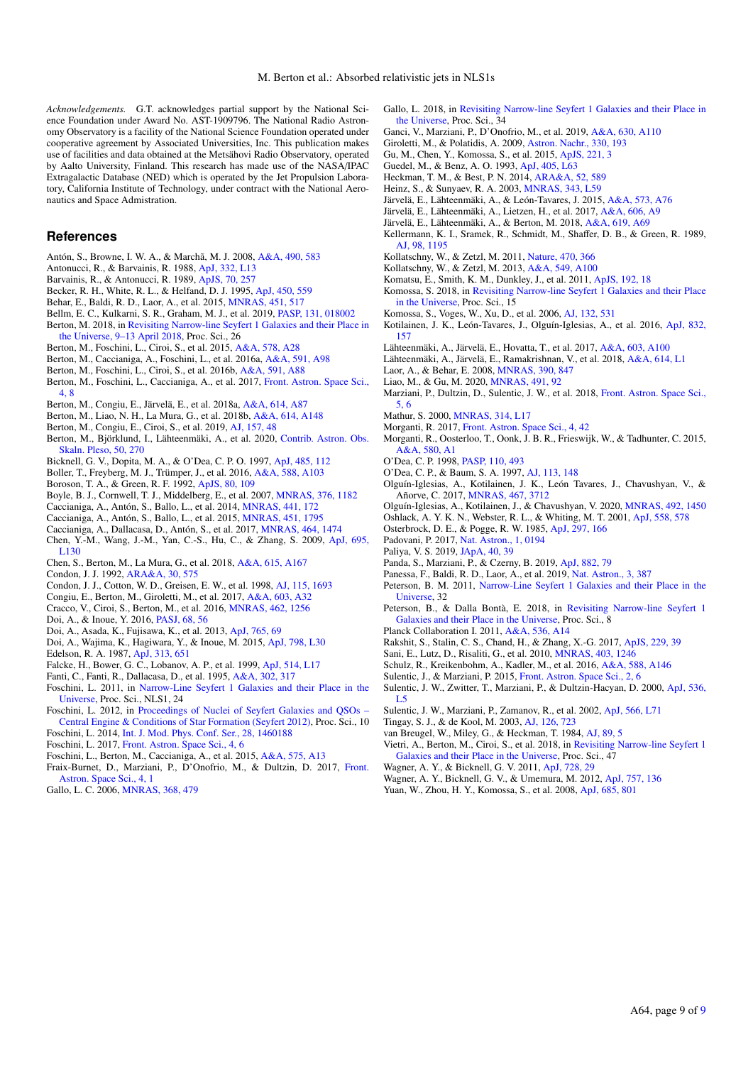*Acknowledgements.* G.T. acknowledges partial support by the National Science Foundation under Award No. AST-1909796. The National Radio Astronomy Observatory is a facility of the National Science Foundation operated under cooperative agreement by Associated Universities, Inc. This publication makes use of facilities and data obtained at the Metsähovi Radio Observatory, operated by Aalto University, Finland. This research has made use of the NASA/IPAC Extragalactic Database (NED) which is operated by the Jet Propulsion Laboratory, California Institute of Technology, under contract with the National Aeronautics and Space Admistration.

## References

Antón, S., Browne, I. W. A., & Marchã, M. J. 2008, A&A, 490, 583
Antonucci, R., & Barvainis, R. 1988, ApJ, 332, L13
Barvainis, R., & Antonucci, R. 1989, ApJS, 70, 257
Becker, R. H., White, R. L., & Helfand, D. J. 1995, ApJ, 450, 559
Behar, E., Baldi, R. D., Laor, A., et al. 2015, MNRAS, 451, 517
Bellm, E. C., Kulkarni, S. R., Graham, M. J., et al. 2019, PASP, 131, 018002
Berton, M. 2018, in Revisiting Narrow-line Seyfert 1 Galaxies and their Place in the Universe, 9–13 April 2018, Proc. Sci., 26
Berton, M., Foschini, L., Ciroi, S., et al. 2015, A&A, 578, A28
Berton, M., Caccianiga, A., Foschini, L., et al. 2016a, A&A, 591, A98
Berton, M., Foschini, L., Ciroi, S., et al. 2016b, A&A, 591, A88
Berton, M., Foschini, L., Caccianiga, A., et al. 2017, Front. Astron. Space Sci., 4, 8
Berton, M., Congiu, E., Järvelä, E., et al. 2018a, A&A, 614, A87
Berton, M., Liao, N. H., La Mura, G., et al. 2018b, A&A, 614, A148
Berton, M., Congiu, E., Ciroi, S., et al. 2019, AJ, 157, 48
Berton, M., Björklund, I., Lähteenmäki, A., et al. 2020, Contrib. Astron. Obs. Skaln. Pleso, 50, 270
Bicknell, G. V., Dopita, M. A., & O'Dea, C. P. O. 1997, ApJ, 485, 112
Boller, T., Freyberg, M. J., Trümper, J., et al. 2016, A&A, 588, A103
Boroson, T. A., & Green, R. F. 1992, ApJS, 80, 109
Boyle, B. J., Cornwell, T. J., Middelberg, E., et al. 2007, MNRAS, 376, 1182
Caccianiga, A., Antón, S., Ballo, L., et al. 2014, MNRAS, 441, 172
Caccianiga, A., Antón, S., Ballo, L., et al. 2015, MNRAS, 451, 1795
Caccianiga, A., Dallacasa, D., Antón, S., et al. 2017, MNRAS, 464, 1474
Chen, Y.-M., Wang, J.-M., Yan, C.-S., Hu, C., & Zhang, S. 2009, ApJ, 695, L130
Chen, S., Berton, M., La Mura, G., et al. 2018, A&A, 615, A167
Condon, J. J. 1992, ARA&A, 30, 575
Condon, J. J., Cotton, W. D., Greisen, E. W., et al. 1998, AJ, 115, 1693
Congiu, E., Berton, M., Giroletti, M., et al. 2017, A&A, 603, A32
Cracco, V., Ciroi, S., Berton, M., et al. 2016, MNRAS, 462, 1256
Doi, A., & Inoue, Y. 2016, PASJ, 68, 56
Doi, A., Asada, K., Fujisawa, K., et al. 2013, ApJ, 765, 69
Doi, A., Wajima, K., Hagiwara, Y., & Inoue, M. 2015, ApJ, 798, L30
Edelson, R. A. 1987, ApJ, 313, 651
Falcke, H., Bower, G. C., Lobanov, A. P., et al. 1999, ApJ, 514, L17
Fanti, C., Fanti, R., Dallacasa, D., et al. 1995, A&A, 302, 317
Foschini, L. 2011, in Narrow-Line Seyfert 1 Galaxies and their Place in the Universe, Proc. Sci., NLS1, 24
Foschini, L. 2012, in Proceedings of Nuclei of Seyfert Galaxies and QSOs – Central Engine & Conditions of Star Formation (Seyfert 2012), Proc. Sci., 10
Foschini, L. 2014, Int. J. Mod. Phys. Conf. Ser., 28, 1460188
Foschini, L. 2017, Front. Astron. Space Sci., 4, 6
Foschini, L., Berton, M., Caccianiga, A., et al. 2015, A&A, 575, A13
Fraix-Burnet, D., Marziani, P., D'Onofrio, M., & Dultzin, D. 2017, Front. Astron. Space Sci., 4, 1
Gallo, L. C. 2006, MNRAS, 368, 479
Gallo, L. 2018, in Revisiting Narrow-line Seyfert 1 Galaxies and their Place in the Universe, Proc. Sci., 34
Ganci, V., Marziani, P., D'Onofrio, M., et al. 2019, A&A, 630, A110
Giroletti, M., & Polatidis, A. 2009, Astron. Nachr., 330, 193
Gu, M., Chen, Y., Komossa, S., et al. 2015, ApJS, 221, 3
Guedel, M., & Benz, A. O. 1993, ApJ, 405, L63
Heckman, T. M., & Best, P. N. 2014, ARA&A, 52, 589
Heinz, S., & Sunyaev, R. A. 2003, MNRAS, 343, L59
Järvelä, E., Lähteenmäki, A., & León-Tavares, J. 2015, A&A, 573, A76
Järvelä, E., Lähteenmäki, A., Lietzen, H., et al. 2017, A&A, 606, A9
Järvelä, E., Lähteenmäki, A., & Berton, M. 2018, A&A, 619, A69
Kellermann, K. I., Sramek, R., Schmidt, M., Shaffer, D. B., & Green, R. 1989, AJ, 98, 1195
Kollatschny, W., & Zetzl, M. 2011, Nature, 470, 366
Kollatschny, W., & Zetzl, M. 2013, A&A, 549, A100
Komatsu, E., Smith, K. M., Dunkley, J., et al. 2011, ApJS, 192, 18
Komossa, S. 2018, in Revisiting Narrow-line Seyfert 1 Galaxies and their Place in the Universe, Proc. Sci., 15
Komossa, S., Voges, W., Xu, D., et al. 2006, AJ, 132, 531
Kotilainen, J. K., León-Tavares, J., Olguín-Iglesias, A., et al. 2016, ApJ, 832, 157
Lähteenmäki, A., Järvelä, E., Hovatta, T., et al. 2017, A&A, 603, A100
Lähteenmäki, A., Järvelä, E., Ramakrishnan, V., et al. 2018, A&A, 614, L1
Laor, A., & Behar, E. 2008, MNRAS, 390, 847
Liao, M., & Gu, M. 2020, MNRAS, 491, 92
Marziani, P., Dultzin, D., Sulentic, J. W., et al. 2018, Front. Astron. Space Sci., 5, 6
Mathur, S. 2000, MNRAS, 314, L17
Morganti, R. 2017, Front. Astron. Space Sci., 4, 42
Morganti, R., Oosterloo, T., Oonk, J. B. R., Frieswijk, W., & Tadhunter, C. 2015, A&A, 580, A1
O'Dea, C. P. 1998, PASP, 110, 493
O'Dea, C. P., & Baum, S. A. 1997, AJ, 113, 148
Olguín-Iglesias, A., Kotilainen, J. K., León Tavares, J., Chavushyan, V., & Añorve, C. 2017, MNRAS, 467, 3712
Olguín-Iglesias, A., Kotilainen, J., & Chavushyan, V. 2020, MNRAS, 492, 1450
Oshlack, A. Y. K. N., Webster, R. L., & Whiting, M. T. 2001, ApJ, 558, 578
Osterbrock, D. E., & Pogge, R. W. 1985, ApJ, 297, 166
Padovani, P. 2017, Nat. Astron., 1, 0194
Paliya, V. S. 2019, JApA, 40, 39
Panda, S., Marziani, P., & Czerny, B. 2019, ApJ, 882, 79
Panessa, F., Baldi, R. D., Laor, A., et al. 2019, Nat. Astron., 3, 387
Peterson, B. M. 2011, Narrow-Line Seyfert 1 Galaxies and their Place in the Universe, 32
Peterson, B., & Dalla Bontà, E. 2018, in Revisiting Narrow-line Seyfert 1 Galaxies and their Place in the Universe, Proc. Sci., 8
Planck Collaboration I. 2011, A&A, 536, A14
Rakshit, S., Stalin, C. S., Chand, H., & Zhang, X.-G. 2017, ApJS, 229, 39
Sani, E., Lutz, D., Risaliti, G., et al. 2010, MNRAS, 403, 1246
Schulz, R., Kreikenbohm, A., Kadler, M., et al. 2016, A&A, 588, A146
Sulentic, J., & Marziani, P. 2015, Front. Astron. Space Sci., 2, 6
Sulentic, J. W., Zwitter, T., Marziani, P., & Dultzin-Hacyan, D. 2000, ApJ, 536, L5
Sulentic, J. W., Marziani, P., Zamanov, R., et al. 2002, ApJ, 566, L71
Tingay, S. J., & de Kool, M. 2003, AJ, 126, 723
van Breugel, W., Miley, G., & Heckman, T. 1984, AJ, 89, 5
Vietri, A., Berton, M., Ciroi, S., et al. 2018, in Revisiting Narrow-line Seyfert 1 Galaxies and their Place in the Universe, Proc. Sci., 47
Wagner, A. Y., & Bicknell, G. V. 2011, ApJ, 728, 29
Wagner, A. Y., Bicknell, G. V., & Umemura, M. 2012, ApJ, 757, 136
Yuan, W., Zhou, H. Y., Komossa, S., et al. 2008, ApJ, 685, 801